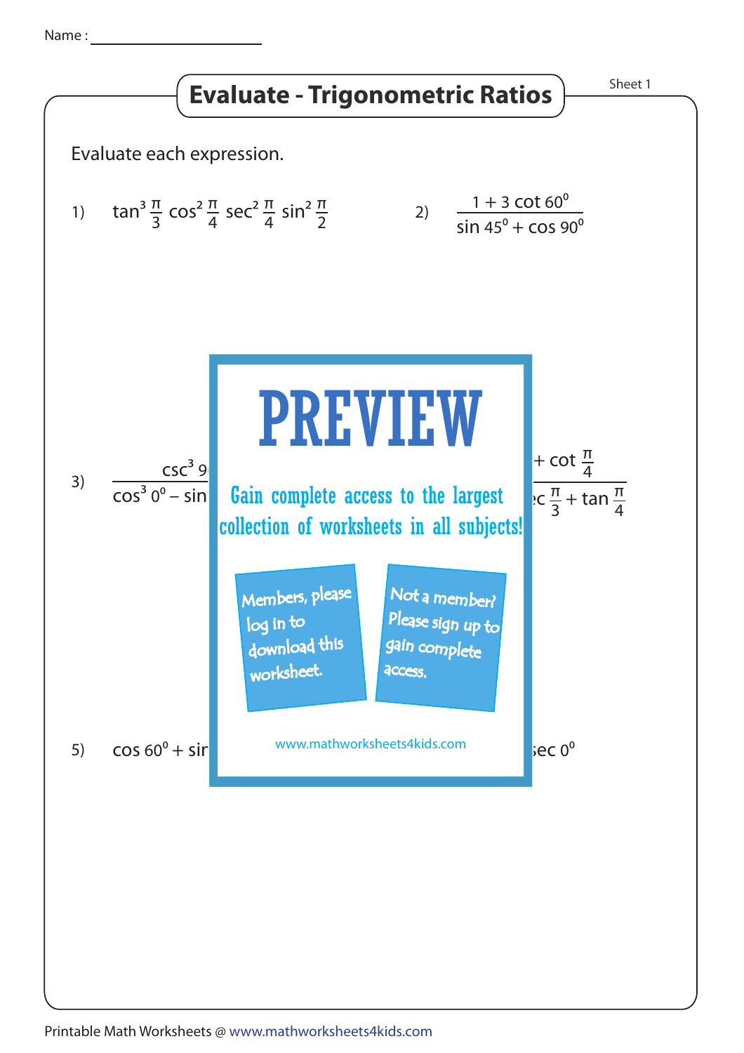Name : ____________________

# Evaluate - Trigonometric Ratios

Sheet 1

Evaluate each expression.

1) $\tan^3 \frac{\pi}{3} \cos^2 \frac{\pi}{4} \sec^2 \frac{\pi}{4} \sin^2 \frac{\pi}{2}$

2) $\frac{1 + 3 \cot 60^0}{\sin 45^0 + \cos 90^0}$

3) $\frac{\csc^3 9}{\cos^3 0^0 - \sin}$

4) $+ \cot \frac{\pi}{4}$ / $\sec \frac{\pi}{3} + \tan \frac{\pi}{4}$

PREVIEW

Gain complete access to the largest collection of worksheets in all subjects!

Members, please log in to download this worksheet.

Not a member? Please sign up to gain complete access.

www.mathworksheets4kids.com

5) $\cos 60^0 + \sin$

6) $\sec 0^0$

Printable Math Worksheets @ www.mathworksheets4kids.com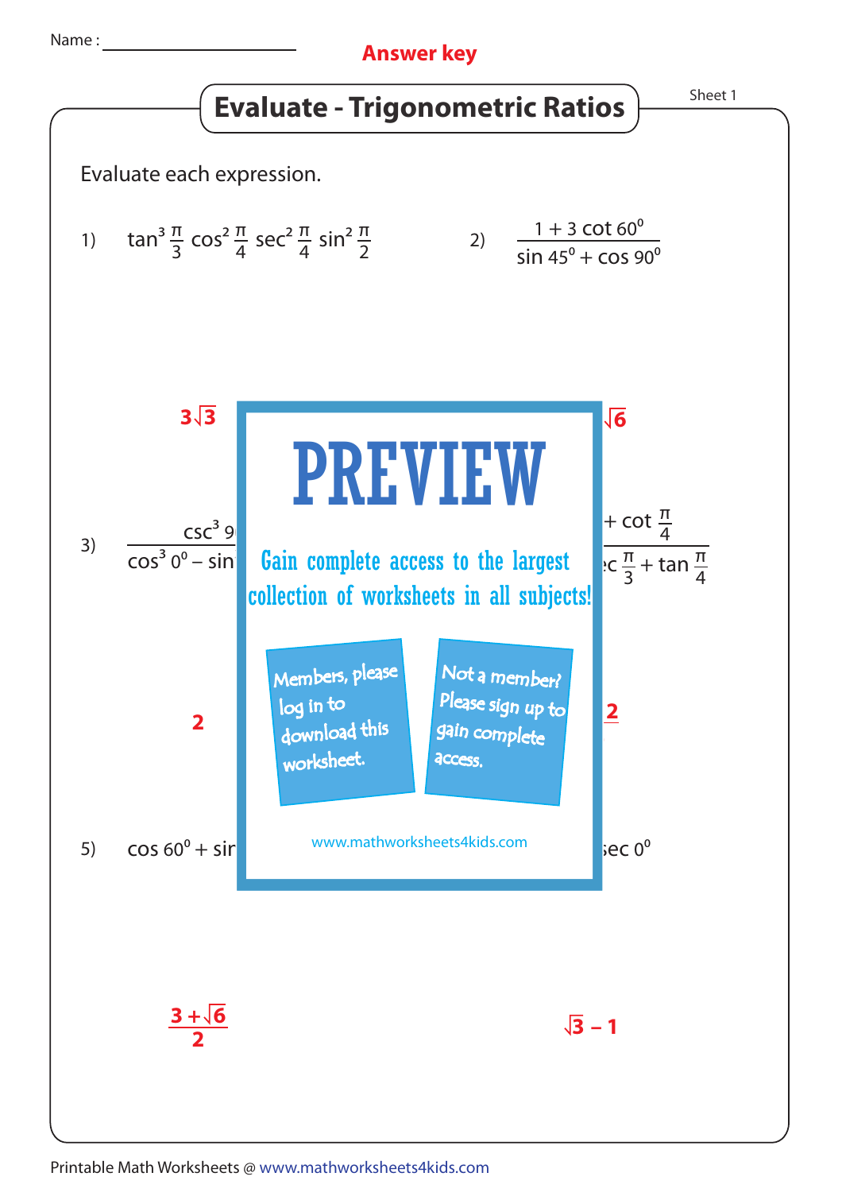Name :

**Answer key**

# Evaluate - Trigonometric Ratios

Sheet 1

Evaluate each expression.

1) $\tan^3 \frac{\pi}{3} \cos^2 \frac{\pi}{4} \sec^2 \frac{\pi}{4} \sin^2 \frac{\pi}{2}$

**$3\sqrt{3}$**

2) $\frac{1 + 3 \cot 60^0}{\sin 45^0 + \cos 90^0}$

**$\sqrt{6}$**

3) $\frac{\csc^3 9}{\cos^3 0^0 - \sin}$

**2**

4) $+ \cot \frac{\pi}{4}$ / $\sec \frac{\pi}{3} + \tan \frac{\pi}{4}$

**2**

5) $\cos 60^0 + \sin$

**$\frac{3 + \sqrt{6}}{2}$**

6) $\sec 0^0$

**$\sqrt{3} - 1$**

PREVIEW

Gain complete access to the largest collection of worksheets in all subjects!

Members, please log in to download this worksheet.

Not a member? Please sign up to gain complete access.

www.mathworksheets4kids.com

Printable Math Worksheets @ www.mathworksheets4kids.com